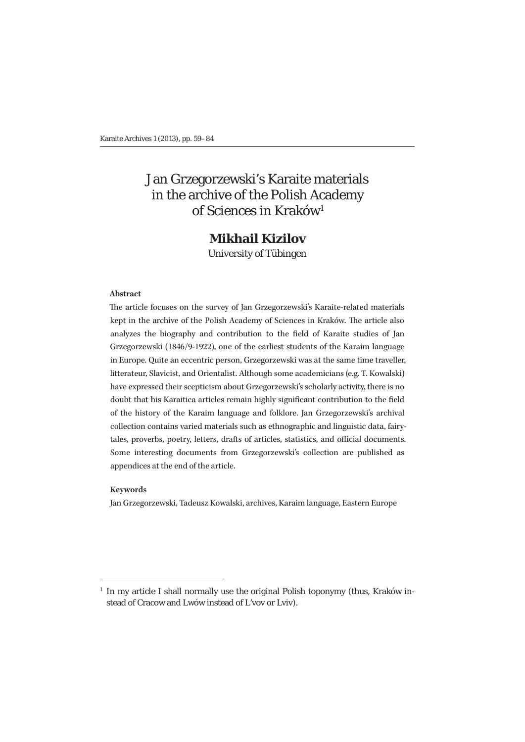# Jan Grzegorzewski's Karaite materials in the archive of the Polish Academy of Sciences in Kraków[1]

**Mikhail Kizilov**

University of Tübingen

**Abstract**

The article focuses on the survey of Jan Grzegorzewski's Karaite-related materials kept in the archive of the Polish Academy of Sciences in Kraków. The article also analyzes the biography and contribution to the field of Karaite studies of Jan Grzegorzewski (1846/9-1922), one of the earliest students of the Karaim language in Europe. Quite an eccentric person, Grzegorzewski was at the same time traveller, litterateur, Slavicist, and Orientalist. Although some academicians (e.g. T. Kowalski) have expressed their scepticism about Grzegorzewski's scholarly activity, there is no doubt that his Karaitica articles remain highly significant contribution to the field of the history of the Karaim language and folklore. Jan Grzegorzewski's archival collection contains varied materials such as ethnographic and linguistic data, fairy-tales, proverbs, poetry, letters, drafts of articles, statistics, and official documents. Some interesting documents from Grzegorzewski's collection are published as appendices at the end of the article.

**Keywords**

Jan Grzegorzewski, Tadeusz Kowalski, archives, Karaim language, Eastern Europe

---

[1] In my article I shall normally use the original Polish toponymy (thus, Kraków instead of Cracow and Lwów instead of L'vov or Lviv).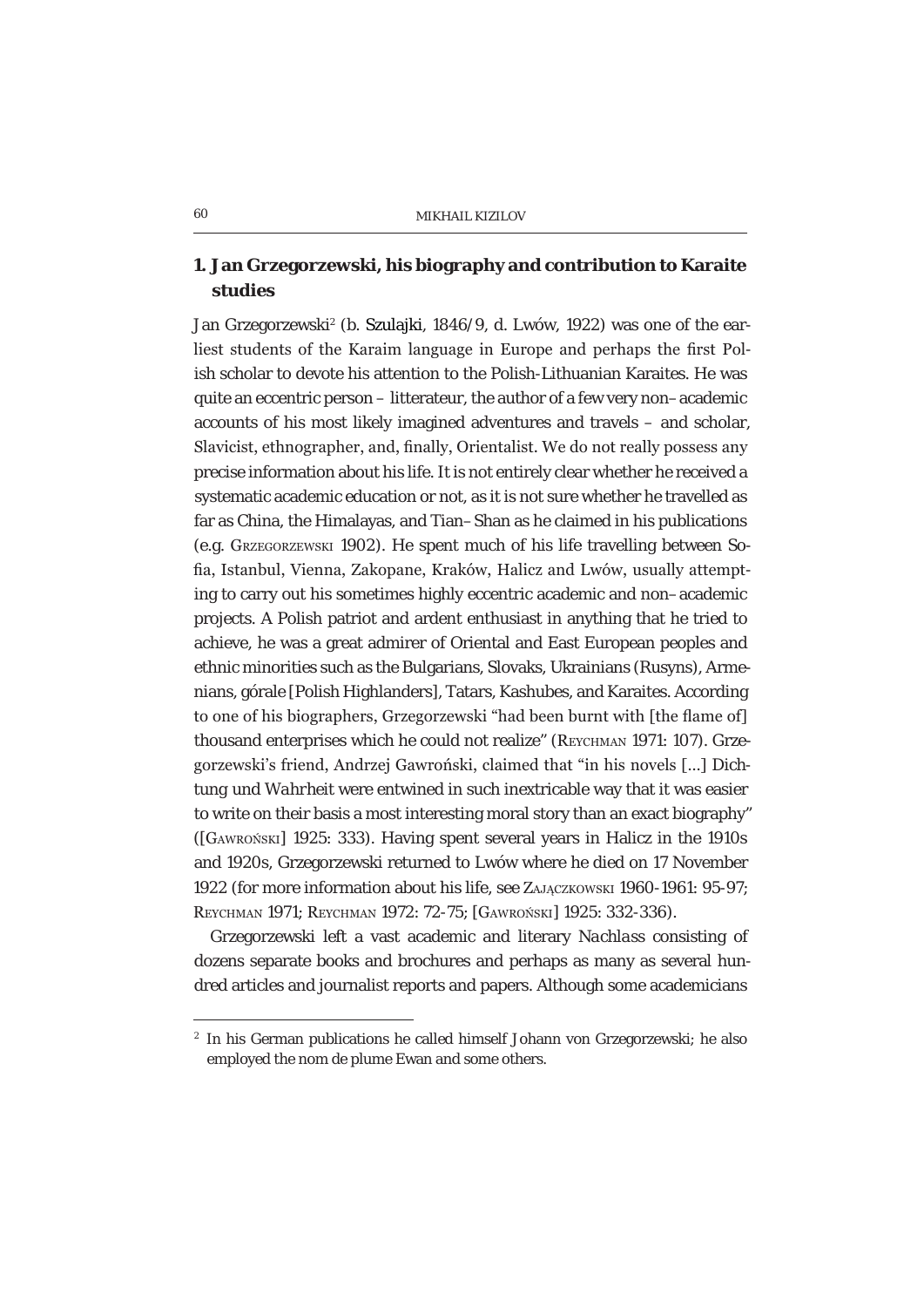## 1. Jan Grzegorzewski, his biography and contribution to Karaite studies

Jan Grzegorzewski[2] (b. Szulajki, 1846/9, d. Lwów, 1922) was one of the earliest students of the Karaim language in Europe and perhaps the first Polish scholar to devote his attention to the Polish-Lithuanian Karaites. He was quite an eccentric person – litterateur, the author of a few very non–academic accounts of his most likely imagined adventures and travels – and scholar, Slavicist, ethnographer, and, finally, Orientalist. We do not really possess any precise information about his life. It is not entirely clear whether he received a systematic academic education or not, as it is not sure whether he travelled as far as China, the Himalayas, and Tian–Shan as he claimed in his publications (e.g. Grzegorzewski 1902). He spent much of his life travelling between Sofia, Istanbul, Vienna, Zakopane, Kraków, Halicz and Lwów, usually attempting to carry out his sometimes highly eccentric academic and non–academic projects. A Polish patriot and ardent enthusiast in anything that he tried to achieve, he was a great admirer of Oriental and East European peoples and ethnic minorities such as the Bulgarians, Slovaks, Ukrainians (Rusyns), Armenians, górale [Polish Highlanders], Tatars, Kashubes, and Karaites. According to one of his biographers, Grzegorzewski "had been burnt with [the flame of] thousand enterprises which he could not realize" (Reychman 1971: 107). Grzegorzewski's friend, Andrzej Gawroński, claimed that "in his novels [...] *Dichtung und Wahrheit* were entwined in such inextricable way that it was easier to write on their basis a most interesting moral story than an exact biography" ([Gawroński] 1925: 333). Having spent several years in Halicz in the 1910s and 1920s, Grzegorzewski returned to Lwów where he died on 17 November 1922 (for more information about his life, see Zajączkowski 1960-1961: 95-97; Reychman 1971; Reychman 1972: 72-75; [Gawroński] 1925: 332-336).

Grzegorzewski left a vast academic and literary *Nachlass* consisting of dozens separate books and brochures and perhaps as many as several hundred articles and journalist reports and papers. Although some academicians

---

[2] In his German publications he called himself Johann von Grzegorzewski; he also employed the nom de plume Ewan and some others.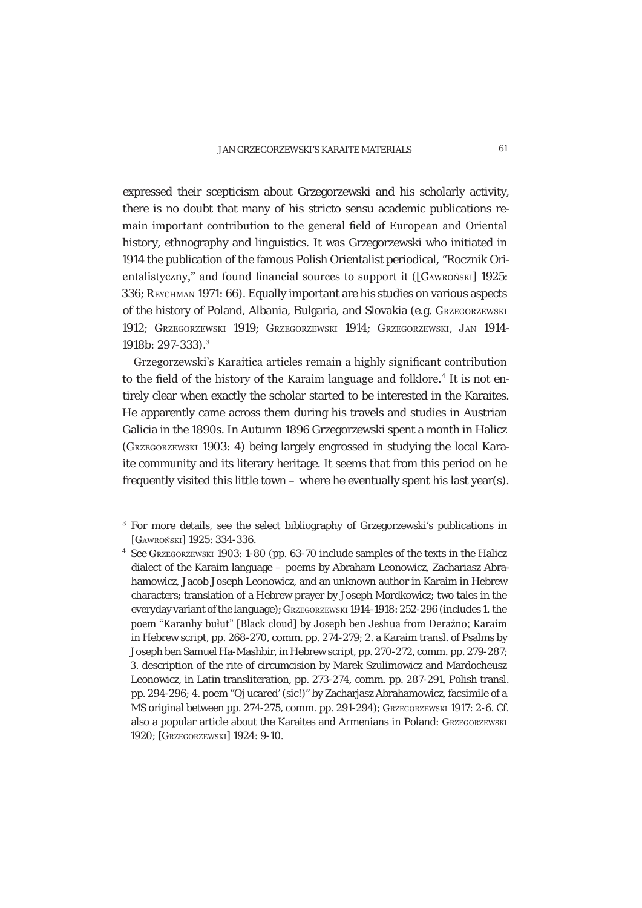expressed their scepticism about Grzegorzewski and his scholarly activity, there is no doubt that many of his stricto sensu academic publications remain important contribution to the general field of European and Oriental history, ethnography and linguistics. It was Grzegorzewski who initiated in 1914 the publication of the famous Polish Orientalist periodical, "Rocznik Orientalistyczny," and found financial sources to support it ([Gawroński] 1925: 336; Reychman 1971: 66). Equally important are his studies on various aspects of the history of Poland, Albania, Bulgaria, and Slovakia (e.g. Grzegorzewski 1912; Grzegorzewski 1919; Grzegorzewski 1914; Grzegorzewski, Jan 1914-1918b: 297-333).[3]

Grzegorzewski's Karaitica articles remain a highly significant contribution to the field of the history of the Karaim language and folklore.[4] It is not entirely clear when exactly the scholar started to be interested in the Karaites. He apparently came across them during his travels and studies in Austrian Galicia in the 1890s. In Autumn 1896 Grzegorzewski spent a month in Halicz (Grzegorzewski 1903: 4) being largely engrossed in studying the local Karaite community and its literary heritage. It seems that from this period on he frequently visited this little town – where he eventually spent his last year(s).

---

[3] For more details, see the select bibliography of Grzegorzewski's publications in [Gawroński] 1925: 334-336.

[4] See Grzegorzewski 1903: 1-80 (pp. 63-70 include samples of the texts in the Halicz dialect of the Karaim language – poems by Abraham Leonowicz, Zachariasz Abrahamowicz, Jacob Joseph Leonowicz, and an unknown author in Karaim in Hebrew characters; translation of a Hebrew prayer by Joseph Mordkowicz; two tales in the everyday variant of the language); Grzegorzewski 1914-1918: 252-296 (includes 1. the poem "Karanhy bułut" [Black cloud] by Joseph ben Jeshua from Derażno; Karaim in Hebrew script, pp. 268-270, comm. pp. 274-279; 2. a Karaim transl. of Psalms by Joseph ben Samuel Ha-Mashbir, in Hebrew script, pp. 270-272, comm. pp. 279-287; 3. description of the rite of circumcision by Marek Szulimowicz and Mardocheusz Leonowicz, in Latin transliteration, pp. 273-274, comm. pp. 287-291, Polish transl. pp. 294-296; 4. poem "Oj ucared' (sic!)" by Zacharjasz Abrahamowicz, facsimile of a MS original between pp. 274-275, comm. pp. 291-294); Grzegorzewski 1917: 2-6. Cf. also a popular article about the Karaites and Armenians in Poland: Grzegorzewski 1920; [Grzegorzewski] 1924: 9-10.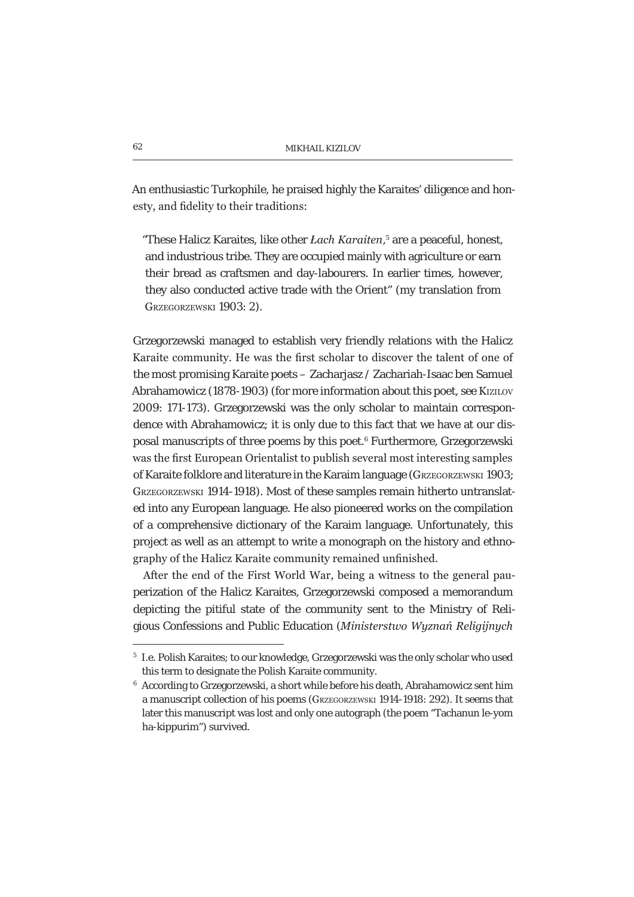An enthusiastic Turkophile, he praised highly the Karaites' diligence and honesty, and fidelity to their traditions:

> "These Halicz Karaites, like other *Łach Karaiten*,[5] are a peaceful, honest, and industrious tribe. They are occupied mainly with agriculture or earn their bread as craftsmen and day-labourers. In earlier times, however, they also conducted active trade with the Orient" (my translation from GRZEGORZEWSKI 1903: 2).

Grzegorzewski managed to establish very friendly relations with the Halicz Karaite community. He was the first scholar to discover the talent of one of the most promising Karaite poets – Zacharjasz / Zachariah-Isaac ben Samuel Abrahamowicz (1878-1903) (for more information about this poet, see KIZILOV 2009: 171-173). Grzegorzewski was the only scholar to maintain correspondence with Abrahamowicz; it is only due to this fact that we have at our disposal manuscripts of three poems by this poet.[6] Furthermore, Grzegorzewski was the first European Orientalist to publish several most interesting samples of Karaite folklore and literature in the Karaim language (GRZEGORZEWSKI 1903; GRZEGORZEWSKI 1914-1918). Most of these samples remain hitherto untranslated into any European language. He also pioneered works on the compilation of a comprehensive dictionary of the Karaim language. Unfortunately, this project as well as an attempt to write a monograph on the history and ethnography of the Halicz Karaite community remained unfinished.

After the end of the First World War, being a witness to the general pauperization of the Halicz Karaites, Grzegorzewski composed a memorandum depicting the pitiful state of the community sent to the Ministry of Religious Confessions and Public Education (*Ministerstwo Wyznań Religijnych*

---

[5] I.e. Polish Karaites; to our knowledge, Grzegorzewski was the only scholar who used this term to designate the Polish Karaite community.

[6] According to Grzegorzewski, a short while before his death, Abrahamowicz sent him a manuscript collection of his poems (GRZEGORZEWSKI 1914-1918: 292). It seems that later this manuscript was lost and only one autograph (the poem "Tachanun le-yom ha-kippurim") survived.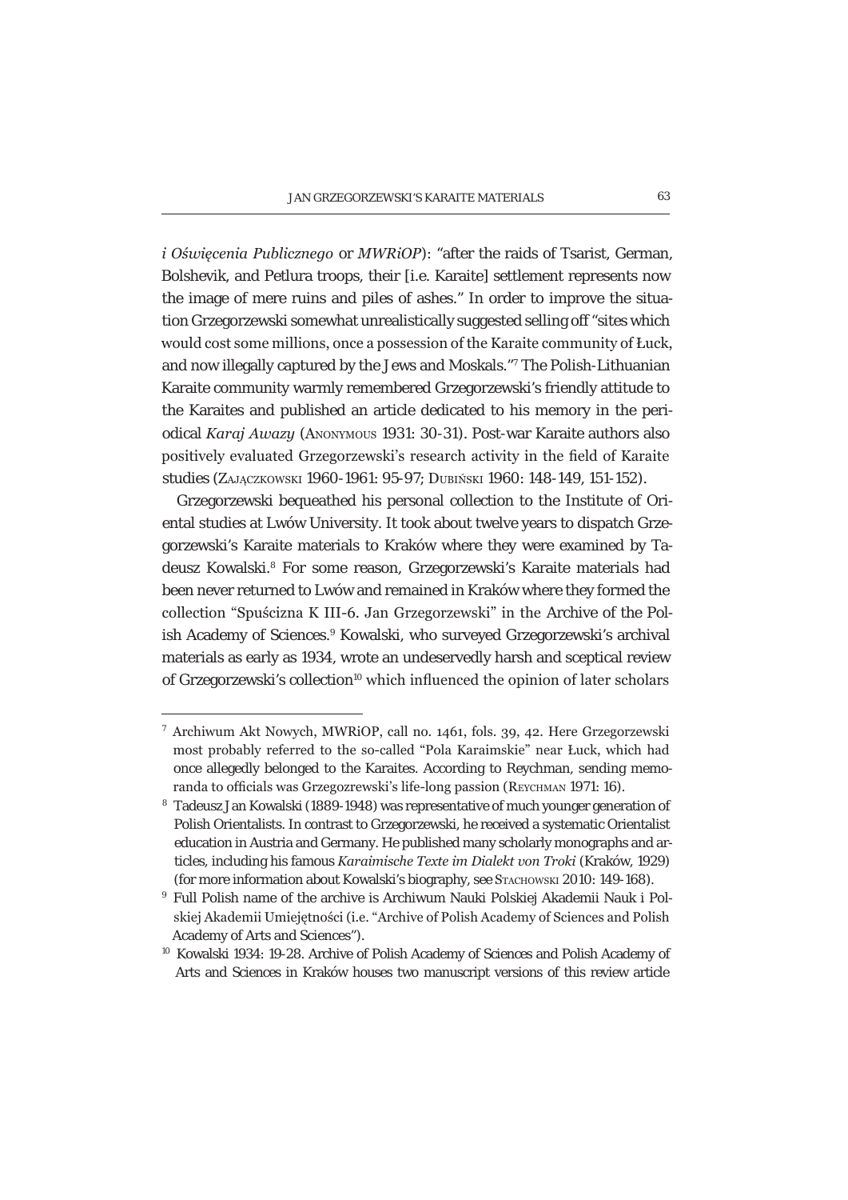*i Oświęcenia Publicznego* or *MWRiOP*): "after the raids of Tsarist, German, Bolshevik, and Petlura troops, their [i.e. Karaite] settlement represents now the image of mere ruins and piles of ashes." In order to improve the situation Grzegorzewski somewhat unrealistically suggested selling off "sites which would cost some millions, once a possession of the Karaite community of Łuck, and now illegally captured by the Jews and Moskals."[7] The Polish-Lithuanian Karaite community warmly remembered Grzegorzewski's friendly attitude to the Karaites and published an article dedicated to his memory in the periodical *Karaj Awazy* (Anonymous 1931: 30-31). Post-war Karaite authors also positively evaluated Grzegorzewski's research activity in the field of Karaite studies (Zajączkowski 1960-1961: 95-97; Dubiński 1960: 148-149, 151-152).

Grzegorzewski bequeathed his personal collection to the Institute of Oriental studies at Lwów University. It took about twelve years to dispatch Grzegorzewski's Karaite materials to Kraków where they were examined by Tadeusz Kowalski.[8] For some reason, Grzegorzewski's Karaite materials had been never returned to Lwów and remained in Kraków where they formed the collection "Spuścizna K III-6. Jan Grzegorzewski" in the Archive of the Polish Academy of Sciences.[9] Kowalski, who surveyed Grzegorzewski's archival materials as early as 1934, wrote an undeservedly harsh and sceptical review of Grzegorzewski's collection[10] which influenced the opinion of later scholars

---

[7] Archiwum Akt Nowych, MWRiOP, call no. 1461, fols. 39, 42. Here Grzegorzewski most probably referred to the so-called "Pola Karaimskie" near Łuck, which had once allegedly belonged to the Karaites. According to Reychman, sending memoranda to officials was Grzegozrewski's life-long passion (Reychman 1971: 16).

[8] Tadeusz Jan Kowalski (1889-1948) was representative of much younger generation of Polish Orientalists. In contrast to Grzegorzewski, he received a systematic Orientalist education in Austria and Germany. He published many scholarly monographs and articles, including his famous *Karaimische Texte im Dialekt von Troki* (Kraków, 1929) (for more information about Kowalski's biography, see Stachowski 2010: 149-168).

[9] Full Polish name of the archive is Archiwum Nauki Polskiej Akademii Nauk i Polskiej Akademii Umiejętności (i.e. "Archive of Polish Academy of Sciences and Polish Academy of Arts and Sciences").

[10] Kowalski 1934: 19-28. Archive of Polish Academy of Sciences and Polish Academy of Arts and Sciences in Kraków houses two manuscript versions of this review article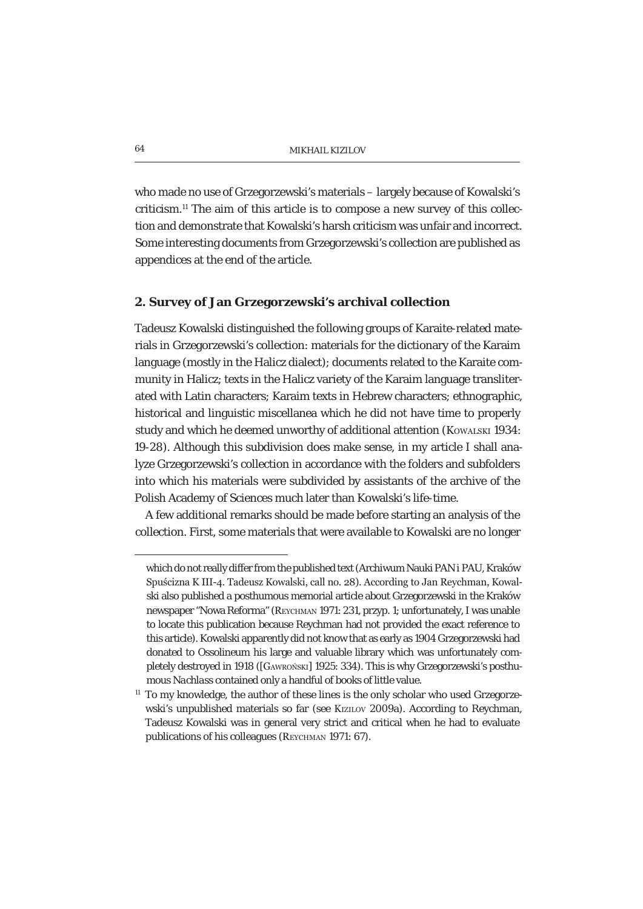who made no use of Grzegorzewski's materials – largely because of Kowalski's criticism.[11] The aim of this article is to compose a new survey of this collection and demonstrate that Kowalski's harsh criticism was unfair and incorrect. Some interesting documents from Grzegorzewski's collection are published as appendices at the end of the article.

## 2. Survey of Jan Grzegorzewski's archival collection

Tadeusz Kowalski distinguished the following groups of Karaite-related materials in Grzegorzewski's collection: materials for the dictionary of the Karaim language (mostly in the Halicz dialect); documents related to the Karaite community in Halicz; texts in the Halicz variety of the Karaim language transliterated with Latin characters; Karaim texts in Hebrew characters; ethnographic, historical and linguistic miscellanea which he did not have time to properly study and which he deemed unworthy of additional attention (Kowalski 1934: 19-28). Although this subdivision does make sense, in my article I shall analyze Grzegorzewski's collection in accordance with the folders and subfolders into which his materials were subdivided by assistants of the archive of the Polish Academy of Sciences much later than Kowalski's life-time.

A few additional remarks should be made before starting an analysis of the collection. First, some materials that were available to Kowalski are no longer

---

which do not really differ from the published text (Archiwum Nauki PAN i PAU, Kraków Spuścizna K III-4. Tadeusz Kowalski, call no. 28). According to Jan Reychman, Kowalski also published a posthumous memorial article about Grzegorzewski in the Kraków newspaper "Nowa Reforma" (Reychman 1971: 231, przyp. 1; unfortunately, I was unable to locate this publication because Reychman had not provided the exact reference to this article). Kowalski apparently did not know that as early as 1904 Grzegorzewski had donated to Ossolineum his large and valuable library which was unfortunately completely destroyed in 1918 ([Gawroński] 1925: 334). This is why Grzegorzewski's posthumous *Nachlass* contained only a handful of books of little value.

[11] To my knowledge, the author of these lines is the only scholar who used Grzegorzewski's unpublished materials so far (see Kizilov 2009a). According to Reychman, Tadeusz Kowalski was in general very strict and critical when he had to evaluate publications of his colleagues (Reychman 1971: 67).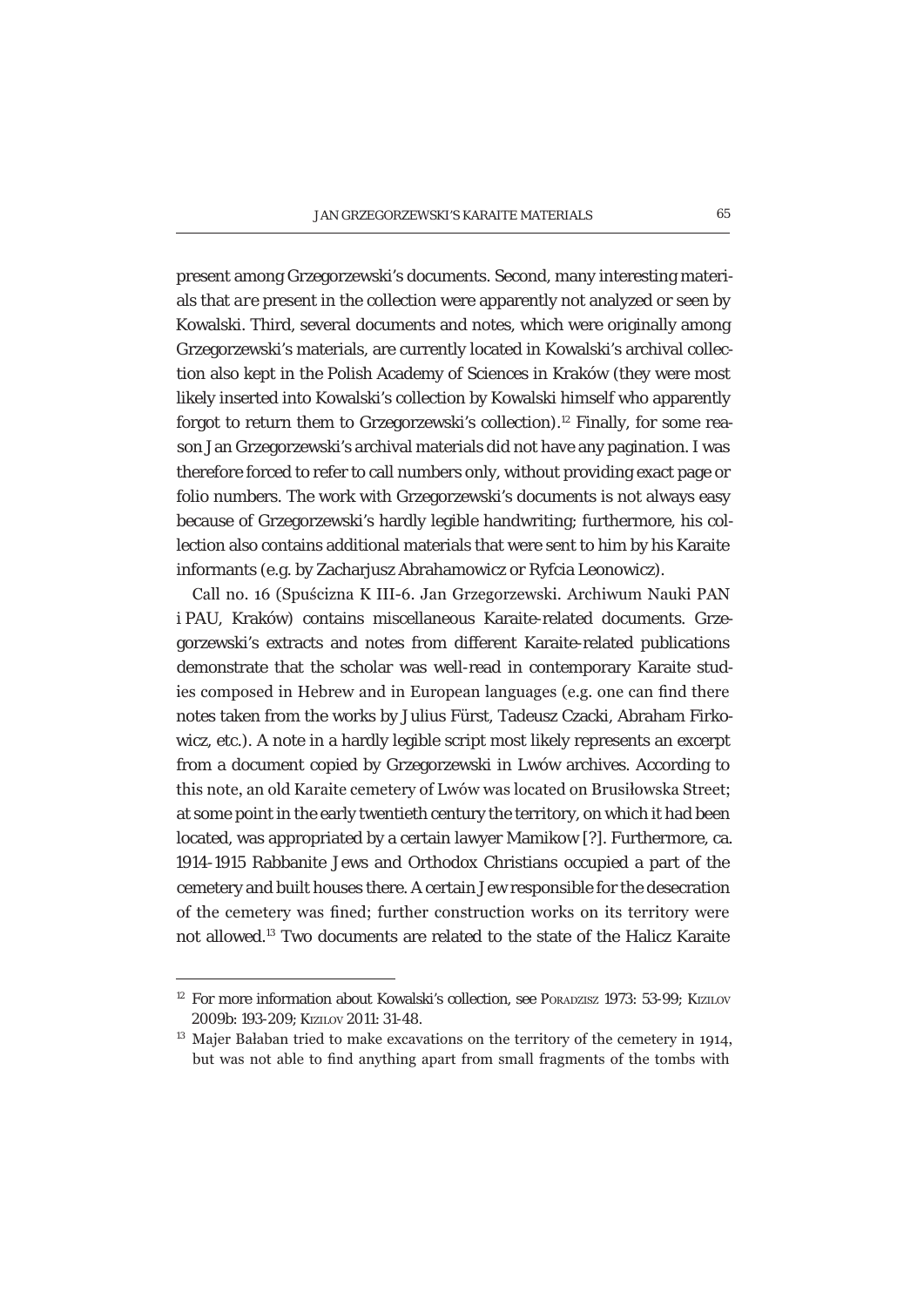present among Grzegorzewski's documents. Second, many interesting materials that *are* present in the collection were apparently not analyzed or seen by Kowalski. Third, several documents and notes, which were originally among Grzegorzewski's materials, are currently located in Kowalski's archival collection also kept in the Polish Academy of Sciences in Kraków (they were most likely inserted into Kowalski's collection by Kowalski himself who apparently forgot to return them to Grzegorzewski's collection).[12] Finally, for some reason Jan Grzegorzewski's archival materials did not have any pagination. I was therefore forced to refer to call numbers only, without providing exact page or folio numbers. The work with Grzegorzewski's documents is not always easy because of Grzegorzewski's hardly legible handwriting; furthermore, his collection also contains additional materials that were sent to him by his Karaite informants (e.g. by Zacharjusz Abrahamowicz or Ryfcia Leonowicz).

Call no. 16 (Spuścizna K III-6. Jan Grzegorzewski. Archiwum Nauki PAN i PAU, Kraków) contains miscellaneous Karaite-related documents. Grzegorzewski's extracts and notes from different Karaite-related publications demonstrate that the scholar was well-read in contemporary Karaite studies composed in Hebrew and in European languages (e.g. one can find there notes taken from the works by Julius Fürst, Tadeusz Czacki, Abraham Firkowicz, etc.). A note in a hardly legible script most likely represents an excerpt from a document copied by Grzegorzewski in Lwów archives. According to this note, an old Karaite cemetery of Lwów was located on Brusiłowska Street; at some point in the early twentieth century the territory, on which it had been located, was appropriated by a certain lawyer Mamikow [?]. Furthermore, ca. 1914-1915 Rabbanite Jews and Orthodox Christians occupied a part of the cemetery and built houses there. A certain Jew responsible for the desecration of the cemetery was fined; further construction works on its territory were not allowed.[13] Two documents are related to the state of the Halicz Karaite

---

[12] For more information about Kowalski's collection, see Poradzisz 1973: 53-99; Kizilov 2009b: 193-209; Kizilov 2011: 31-48.

[13] Majer Bałaban tried to make excavations on the territory of the cemetery in 1914, but was not able to find anything apart from small fragments of the tombs with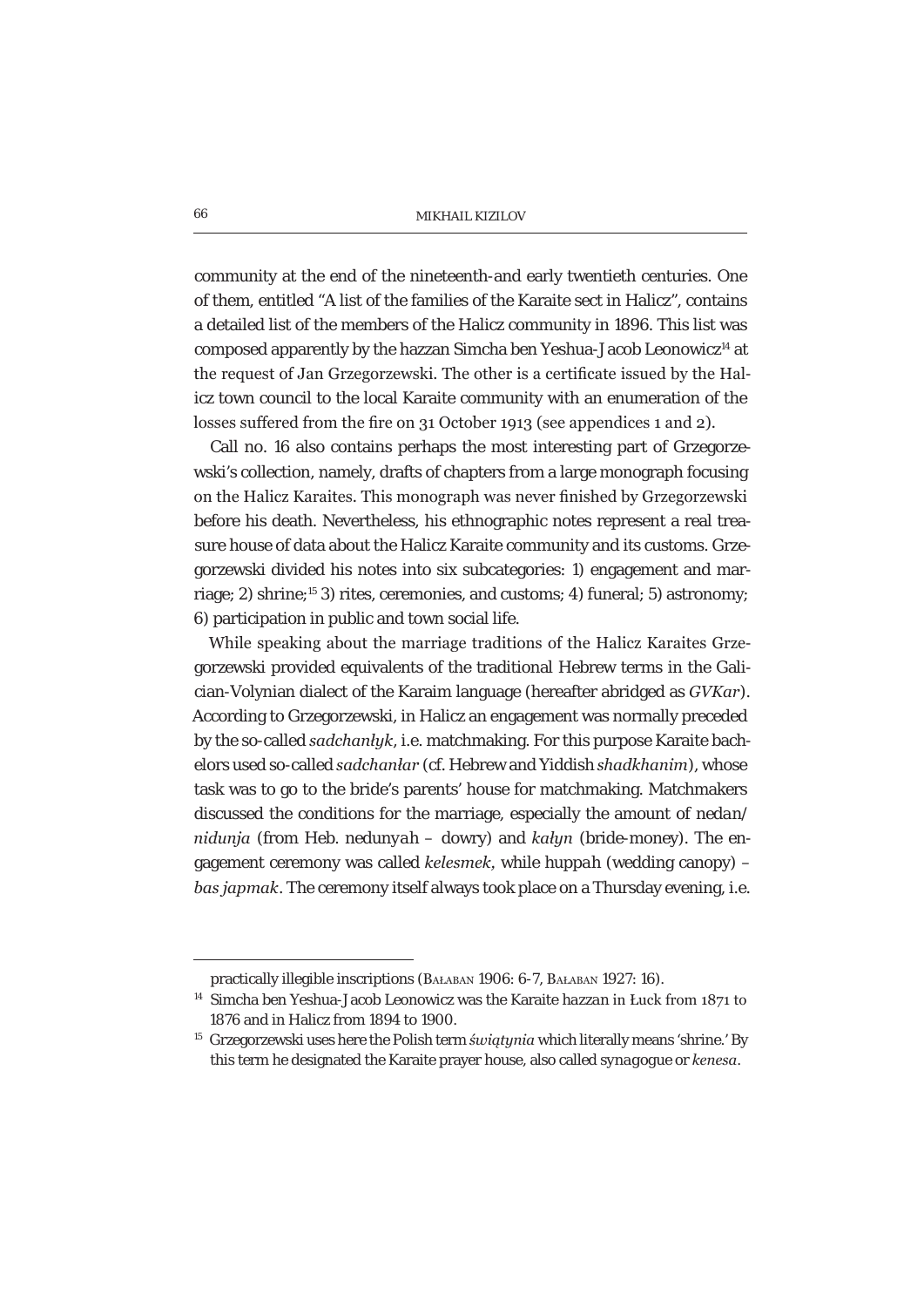community at the end of the nineteenth-and early twentieth centuries. One of them, entitled "A list of the families of the Karaite sect in Halicz", contains a detailed list of the members of the Halicz community in 1896. This list was composed apparently by the hazzan Simcha ben Yeshua-Jacob Leonowicz[14] at the request of Jan Grzegorzewski. The other is a certificate issued by the Halicz town council to the local Karaite community with an enumeration of the losses suffered from the fire on 31 October 1913 (see appendices 1 and 2).

Call no. 16 also contains perhaps the most interesting part of Grzegorzewski's collection, namely, drafts of chapters from a large monograph focusing on the Halicz Karaites. This monograph was never finished by Grzegorzewski before his death. Nevertheless, his ethnographic notes represent a real treasure house of data about the Halicz Karaite community and its customs. Grzegorzewski divided his notes into six subcategories: 1) engagement and marriage; 2) shrine;[15] 3) rites, ceremonies, and customs; 4) funeral; 5) astronomy; 6) participation in public and town social life.

While speaking about the marriage traditions of the Halicz Karaites Grzegorzewski provided equivalents of the traditional Hebrew terms in the Galician-Volynian dialect of the Karaim language (hereafter abridged as *GVKar*). According to Grzegorzewski, in Halicz an engagement was normally preceded by the so-called *sadchanłyk*, i.e. matchmaking. For this purpose Karaite bachelors used so-called *sadchanłar* (cf. Hebrew and Yiddish *shadkhanim*), whose task was to go to the bride's parents' house for matchmaking. Matchmakers discussed the conditions for the marriage, especially the amount of *nedan/nidunja* (from Heb. *nedunyah* – dowry) and *kałyn* (bride-money). The engagement ceremony was called *kelesmek*, while *huppah* (wedding canopy) – *bas japmak*. The ceremony itself always took place on a Thursday evening, i.e.

---

practically illegible inscriptions (Bałaban 1906: 6-7, Bałaban 1927: 16).

[14] Simcha ben Yeshua-Jacob Leonowicz was the Karaite hazzan in Łuck from 1871 to 1876 and in Halicz from 1894 to 1900.

[15] Grzegorzewski uses here the Polish term *świątynia* which literally means 'shrine.' By this term he designated the Karaite prayer house, also called *synagogue* or *kenesa*.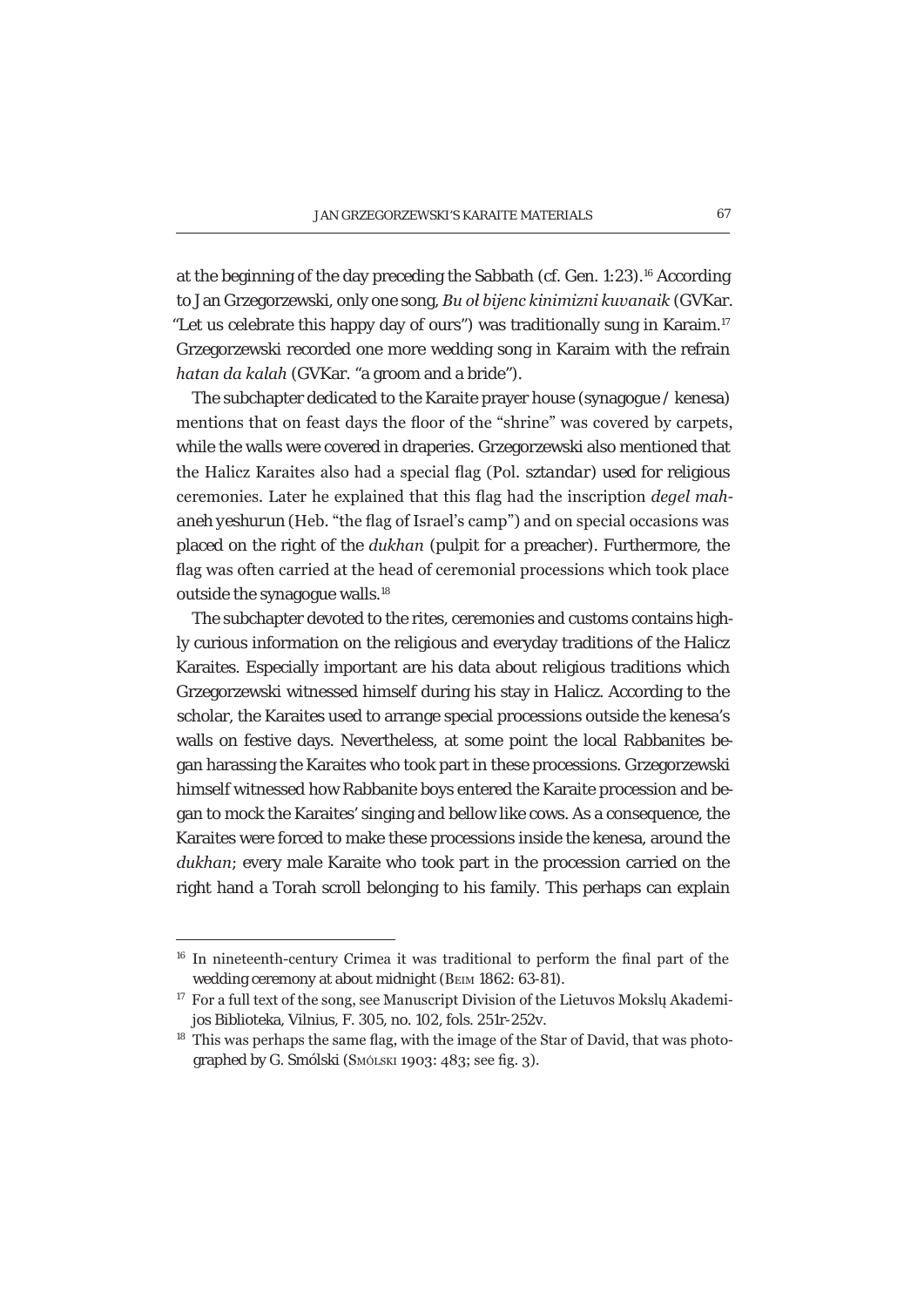at the beginning of the day preceding the Sabbath (cf. Gen. 1:23).[16] According to Jan Grzegorzewski, only one song, *Bu oł bijenc kinimizni kuvanaik* (GVKar. "Let us celebrate this happy day of ours") was traditionally sung in Karaim.[17] Grzegorzewski recorded one more wedding song in Karaim with the refrain *hatan da kalah* (GVKar. "a groom and a bride").

The subchapter dedicated to the Karaite prayer house (synagogue / kenesa) mentions that on feast days the floor of the "shrine" was covered by carpets, while the walls were covered in draperies. Grzegorzewski also mentioned that the Halicz Karaites also had a special flag (Pol. *sztandar*) used for religious ceremonies. Later he explained that this flag had the inscription *degel mahaneh yeshurun* (Heb. "the flag of Israel's camp") and on special occasions was placed on the right of the *dukhan* (pulpit for a preacher). Furthermore, the flag was often carried at the head of ceremonial processions which took place outside the synagogue walls.[18]

The subchapter devoted to the rites, ceremonies and customs contains highly curious information on the religious and everyday traditions of the Halicz Karaites. Especially important are his data about religious traditions which Grzegorzewski witnessed himself during his stay in Halicz. According to the scholar, the Karaites used to arrange special processions outside the kenesa's walls on festive days. Nevertheless, at some point the local Rabbanites began harassing the Karaites who took part in these processions. Grzegorzewski himself witnessed how Rabbanite boys entered the Karaite procession and began to mock the Karaites' singing and bellow like cows. As a consequence, the Karaites were forced to make these processions inside the kenesa, around the *dukhan*; every male Karaite who took part in the procession carried on the right hand a Torah scroll belonging to his family. This perhaps can explain

---

[16] In nineteenth-century Crimea it was traditional to perform the final part of the wedding ceremony at about midnight (Beim 1862: 63-81).

[17] For a full text of the song, see Manuscript Division of the Lietuvos Mokslų Akademijos Biblioteka, Vilnius, F. 305, no. 102, fols. 251r-252v.

[18] This was perhaps the same flag, with the image of the Star of David, that was photographed by G. Smólski (Smólski 1903: 483; see fig. 3).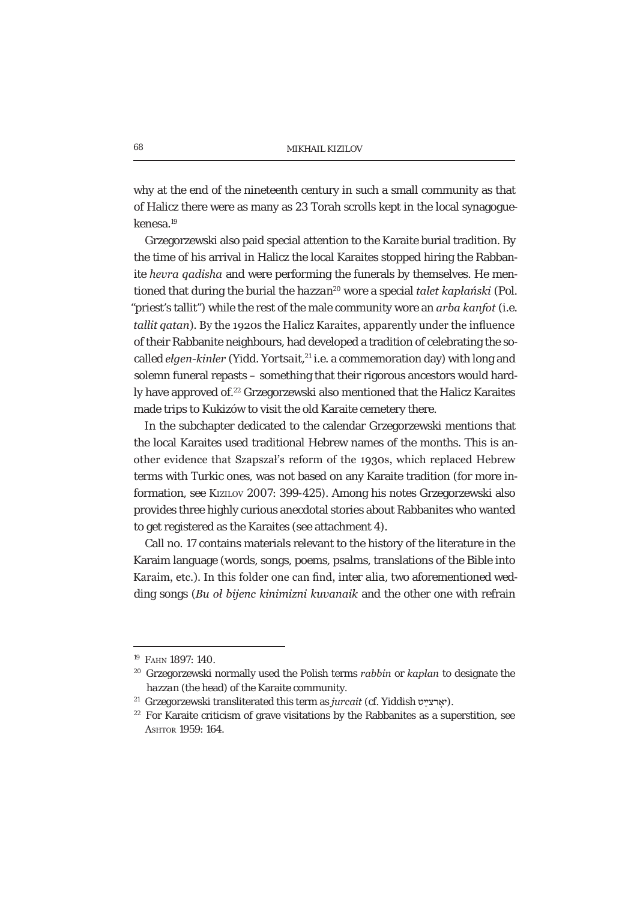why at the end of the nineteenth century in such a small community as that of Halicz there were as many as 23 Torah scrolls kept in the local synagogue-kenesa.[19]

Grzegorzewski also paid special attention to the Karaite burial tradition. By the time of his arrival in Halicz the local Karaites stopped hiring the Rabbanite *hevra qadisha* and were performing the funerals by themselves. He mentioned that during the burial the *hazzan*[20] wore a special *talet kapłański* (Pol. "priest's tallit") while the rest of the male community wore an *arba kanfot* (i.e. *tallit qatan*). By the 1920s the Halicz Karaites, apparently under the influence of their Rabbanite neighbours, had developed a tradition of celebrating the so-called *ełgen-kinłer* (Yidd. *Yortsait*,[21] i.e. a commemoration day) with long and solemn funeral repasts – something that their rigorous ancestors would hardly have approved of.[22] Grzegorzewski also mentioned that the Halicz Karaites made trips to Kukizów to visit the old Karaite cemetery there.

In the subchapter dedicated to the calendar Grzegorzewski mentions that the local Karaites used traditional Hebrew names of the months. This is another evidence that Szapszał's reform of the 1930s, which replaced Hebrew terms with Turkic ones, was not based on any Karaite tradition (for more information, see Kizilov 2007: 399-425). Among his notes Grzegorzewski also provides three highly curious anecdotal stories about Rabbanites who wanted to get registered as the Karaites (see attachment 4).

Call no. 17 contains materials relevant to the history of the literature in the Karaim language (words, songs, poems, psalms, translations of the Bible into Karaim, etc.). In this folder one can find, *inter alia*, two aforementioned wedding songs (*Bu oł bijenc kinimizni kuvanaik* and the other one with refrain

---

[19] Fahn 1897: 140.

[20] Grzegorzewski normally used the Polish terms *rabbin* or *kapłan* to designate the *hazzan* (the head) of the Karaite community.

[21] Grzegorzewski transliterated this term as *jurcait* (cf. Yiddish יאָרצײַט).

[22] For Karaite criticism of grave visitations by the Rabbanites as a superstition, see Ashtor 1959: 164.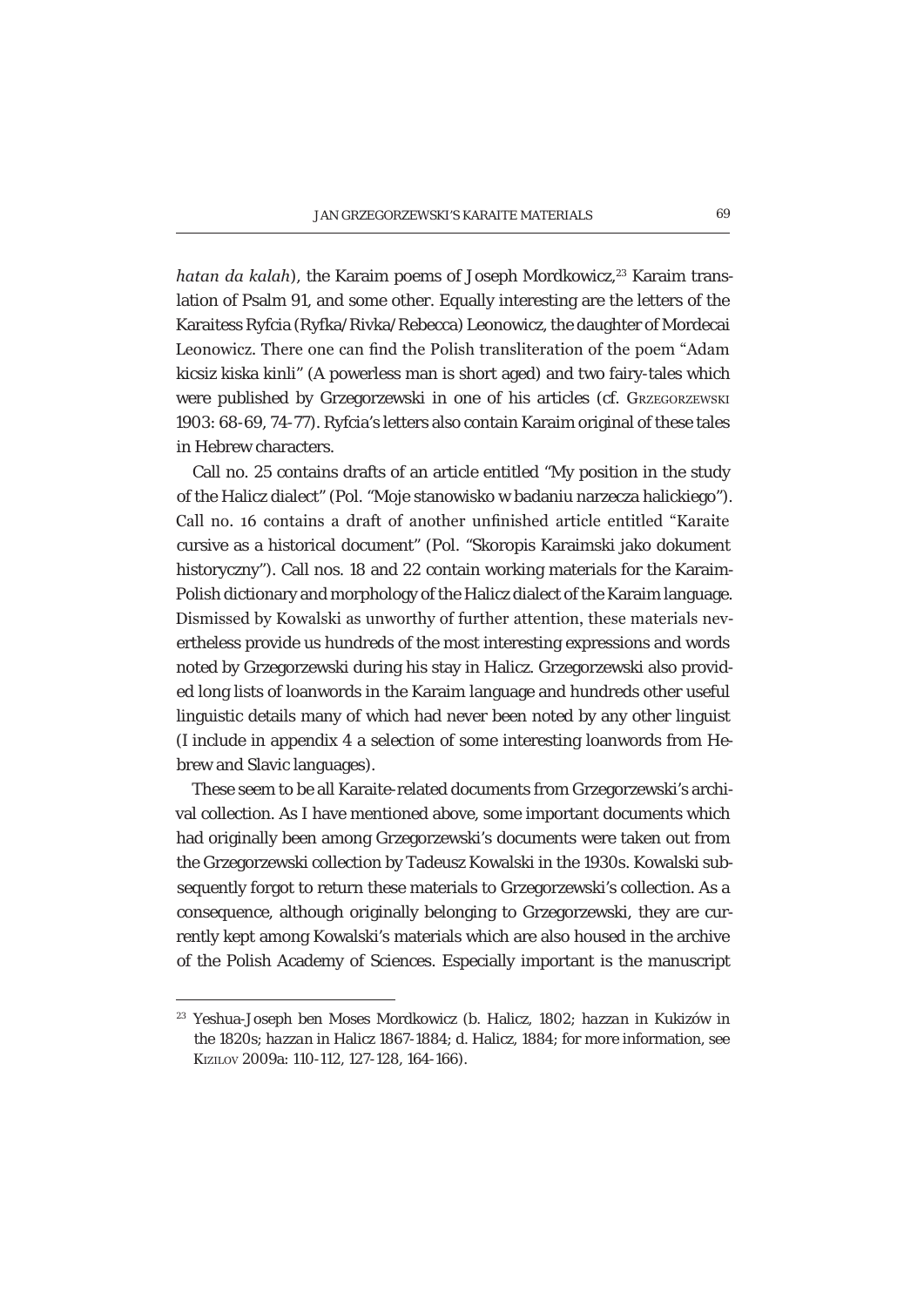*hatan da kalah*), the Karaim poems of Joseph Mordkowicz,[23] Karaim translation of Psalm 91, and some other. Equally interesting are the letters of the Karaitess Ryfcia (Ryfka/Rivka/Rebecca) Leonowicz, the daughter of Mordecai Leonowicz. There one can find the Polish transliteration of the poem "Adam kicsiz kiska kinli" (A powerless man is short aged) and two fairy-tales which were published by Grzegorzewski in one of his articles (cf. Grzegorzewski 1903: 68-69, 74-77). Ryfcia's letters also contain Karaim original of these tales in Hebrew characters.

Call no. 25 contains drafts of an article entitled "My position in the study of the Halicz dialect" (Pol. "Moje stanowisko w badaniu narzecza halickiego"). Call no. 16 contains a draft of another unfinished article entitled "Karaite cursive as a historical document" (Pol. "Skoropis Karaimski jako dokument historyczny"). Call nos. 18 and 22 contain working materials for the Karaim-Polish dictionary and morphology of the Halicz dialect of the Karaim language. Dismissed by Kowalski as unworthy of further attention, these materials nevertheless provide us hundreds of the most interesting expressions and words noted by Grzegorzewski during his stay in Halicz. Grzegorzewski also provided long lists of loanwords in the Karaim language and hundreds other useful linguistic details many of which had never been noted by any other linguist (I include in appendix 4 a selection of some interesting loanwords from Hebrew and Slavic languages).

These seem to be all Karaite-related documents from Grzegorzewski's archival collection. As I have mentioned above, some important documents which had originally been among Grzegorzewski's documents were taken out from the Grzegorzewski collection by Tadeusz Kowalski in the 1930s. Kowalski subsequently forgot to return these materials to Grzegorzewski's collection. As a consequence, although originally belonging to Grzegorzewski, they are currently kept among Kowalski's materials which are also housed in the archive of the Polish Academy of Sciences. Especially important is the manuscript

---

[23] Yeshua-Joseph ben Moses Mordkowicz (b. Halicz, 1802; *hazzan* in Kukizów in the 1820s; *hazzan* in Halicz 1867-1884; d. Halicz, 1884; for more information, see Kizilov 2009a: 110-112, 127-128, 164-166).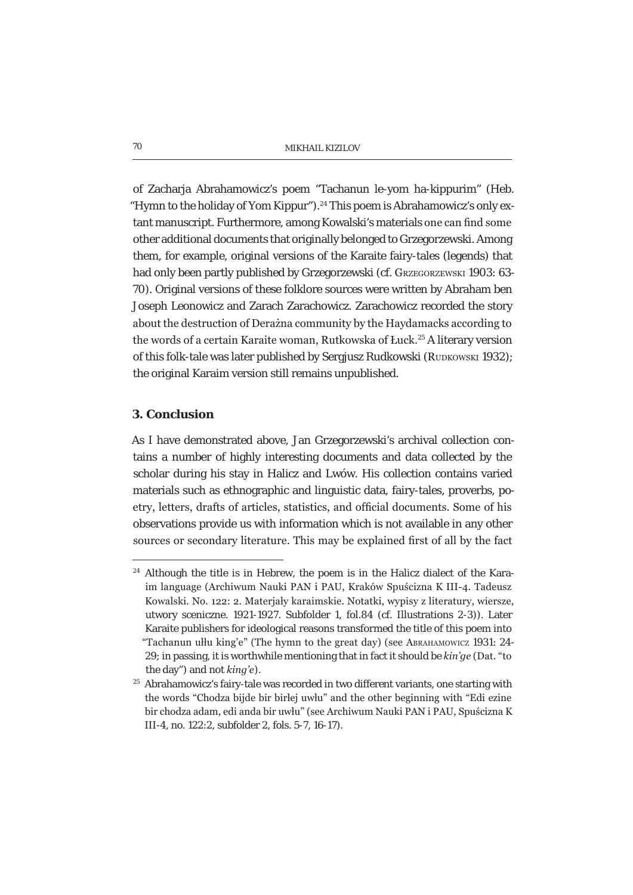of Zacharja Abrahamowicz's poem "Tachanun le-yom ha-kippurim" (Heb. "Hymn to the holiday of Yom Kippur").[24] This poem is Abrahamowicz's only extant manuscript. Furthermore, among Kowalski's materials one can find some other additional documents that originally belonged to Grzegorzewski. Among them, for example, original versions of the Karaite fairy-tales (legends) that had only been partly published by Grzegorzewski (cf. GRZEGORZEWSKI 1903: 63-70). Original versions of these folklore sources were written by Abraham ben Joseph Leonowicz and Zarach Zarachowicz. Zarachowicz recorded the story about the destruction of Deražna community by the Haydamacks according to the words of a certain Karaite woman, Rutkowska of Łuck.[25] A literary version of this folk-tale was later published by Sergjusz Rudkowski (RUDKOWSKI 1932); the original Karaim version still remains unpublished.

## 3. Conclusion

As I have demonstrated above, Jan Grzegorzewski's archival collection contains a number of highly interesting documents and data collected by the scholar during his stay in Halicz and Lwów. His collection contains varied materials such as ethnographic and linguistic data, fairy-tales, proverbs, poetry, letters, drafts of articles, statistics, and official documents. Some of his observations provide us with information which is not available in any other sources or secondary literature. This may be explained first of all by the fact

---

[24] Although the title is in Hebrew, the poem is in the Halicz dialect of the Karaim language (Archiwum Nauki PAN i PAU, Kraków Spuścizna K III-4. Tadeusz Kowalski. No. 122: 2. Materjały karaimskie. Notatki, wypisy z literatury, wiersze, utwory sceniczne. 1921-1927. Subfolder 1, fol.84 (cf. Illustrations 2-3)). Later Karaite publishers for ideological reasons transformed the title of this poem into "Tachanun ułłu king'e" (The hymn to the great day) (see ABRAHAMOWICZ 1931: 24-29; in passing, it is worthwhile mentioning that in fact it should be *kin'ge* (Dat. "to the day") and not *king'e*).

[25] Abrahamowicz's fairy-tale was recorded in two different variants, one starting with the words "Chodza bijde bir birłej uwłu" and the other beginning with "Edi ezine bir chodza adam, edi anda bir uwłu" (see Archiwum Nauki PAN i PAU, Spuścizna K III-4, no. 122:2, subfolder 2, fols. 5-7, 16-17).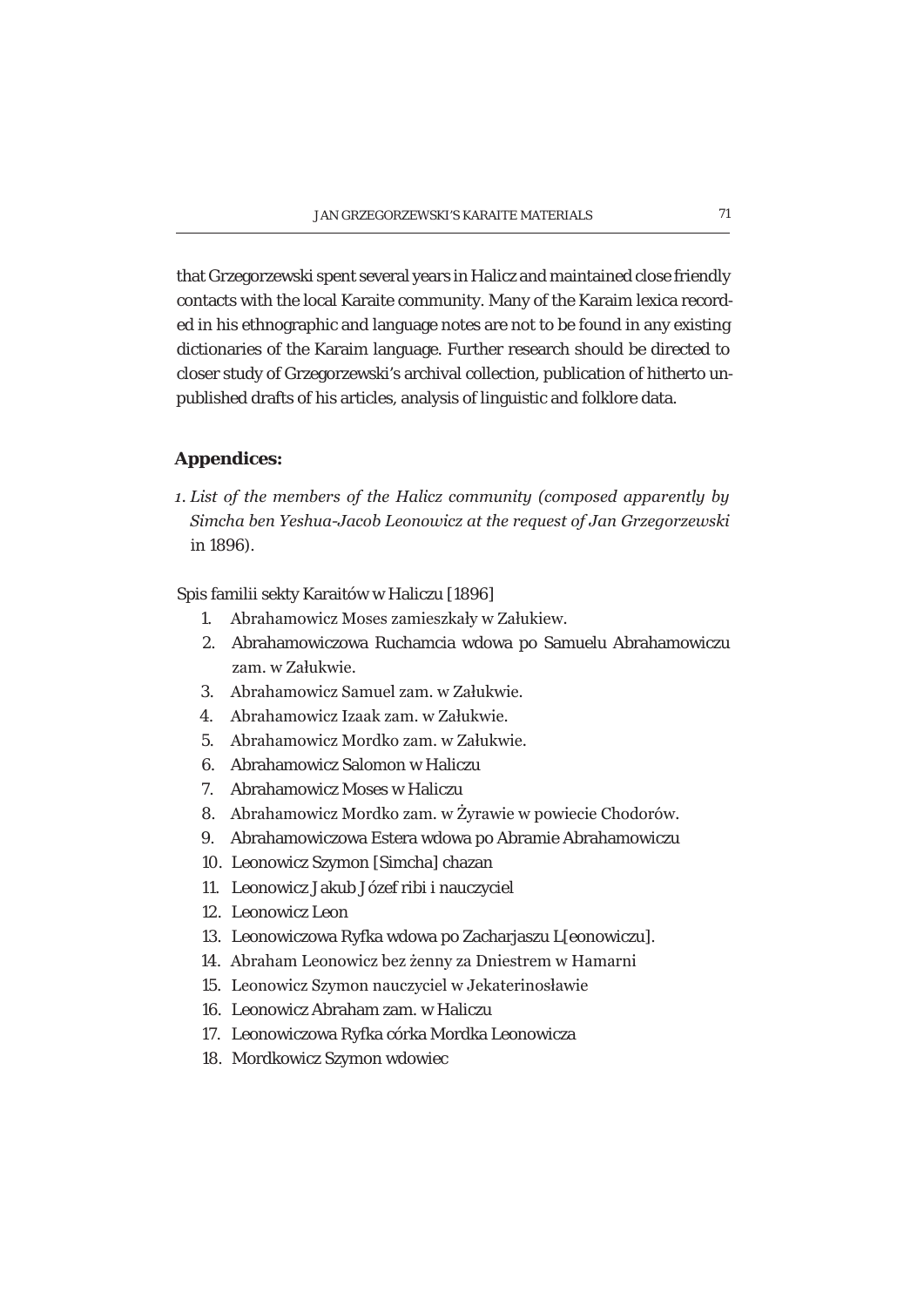that Grzegorzewski spent several years in Halicz and maintained close friendly contacts with the local Karaite community. Many of the Karaim lexica recorded in his ethnographic and language notes are not to be found in any existing dictionaries of the Karaim language. Further research should be directed to closer study of Grzegorzewski's archival collection, publication of hitherto unpublished drafts of his articles, analysis of linguistic and folklore data.

## Appendices:

1. *List of the members of the Halicz community (composed apparently by Simcha ben Yeshua-Jacob Leonowicz at the request of Jan Grzegorzewski* in 1896).

Spis familii sekty Karaitów w Haliczu [1896]

1. Abrahamowicz Moses zamieszkały w Załukiew.
2. Abrahamowiczowa Ruchamcia wdowa po Samuelu Abrahamowiczu zam. w Załukwie.
3. Abrahamowicz Samuel zam. w Załukwie.
4. Abrahamowicz Izaak zam. w Załukwie.
5. Abrahamowicz Mordko zam. w Załukwie.
6. Abrahamowicz Salomon w Haliczu
7. Abrahamowicz Moses w Haliczu
8. Abrahamowicz Mordko zam. w Żyrawie w powiecie Chodorów.
9. Abrahamowiczowa Estera wdowa po Abramie Abrahamowiczu
10. Leonowicz Szymon [Simcha] chazan
11. Leonowicz Jakub Józef ribi i nauczyciel
12. Leonowicz Leon
13. Leonowiczowa Ryfka wdowa po Zacharjaszu L[eonowiczu].
14. Abraham Leonowicz bez żenny za Dniestrem w Hamarni
15. Leonowicz Szymon nauczyciel w Jekaterinosławie
16. Leonowicz Abraham zam. w Haliczu
17. Leonowiczowa Ryfka córka Mordka Leonowicza
18. Mordkowicz Szymon wdowiec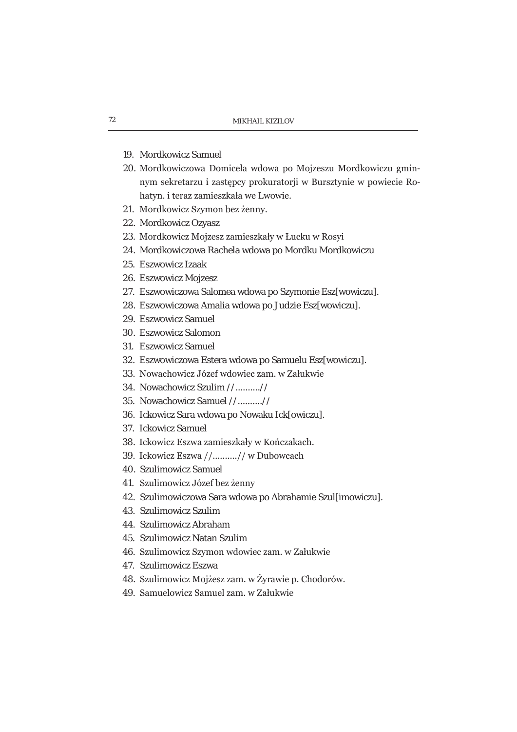19. Mordkowicz Samuel
20. Mordkowiczowa Domicela wdowa po Mojzeszu Mordkowiczu gminnym sekretarzu i zastępcy prokuratorji w Bursztynie w powiecie Rohatyn. i teraz zamieszkała we Lwowie.
21. Mordkowicz Szymon bez żenny.
22. Mordkowicz Ozyasz
23. Mordkowicz Mojzesz zamieszkały w Łucku w Rosyi
24. Mordkowiczowa Rachela wdowa po Mordku Mordkowiczu
25. Eszwowicz Izaak
26. Eszwowicz Mojzesz
27. Eszwowiczowa Salomea wdowa po Szymonie Esz[wowiczu].
28. Eszwowiczowa Amalia wdowa po Judzie Esz[wowiczu].
29. Eszwowicz Samuel
30. Eszwowicz Salomon
31. Eszwowicz Samuel
32. Eszwowiczowa Estera wdowa po Samuelu Esz[wowiczu].
33. Nowachowicz Józef wdowiec zam. w Załukwie
34. Nowachowicz Szulim //........//
35. Nowachowicz Samuel //........//
36. Ickowicz Sara wdowa po Nowaku Ick[owiczu].
37. Ickowicz Samuel
38. Ickowicz Eszwa zamieszkały w Kończakach.
39. Ickowicz Eszwa //........// w Dubowcach
40. Szulimowicz Samuel
41. Szulimowicz Józef bez żenny
42. Szulimowiczowa Sara wdowa po Abrahamie Szul[imowiczu].
43. Szulimowicz Szulim
44. Szulimowicz Abraham
45. Szulimowicz Natan Szulim
46. Szulimowicz Szymon wdowiec zam. w Załukwie
47. Szulimowicz Eszwa
48. Szulimowicz Mojżesz zam. w Żyrawie p. Chodorów.
49. Samuelowicz Samuel zam. w Załukwie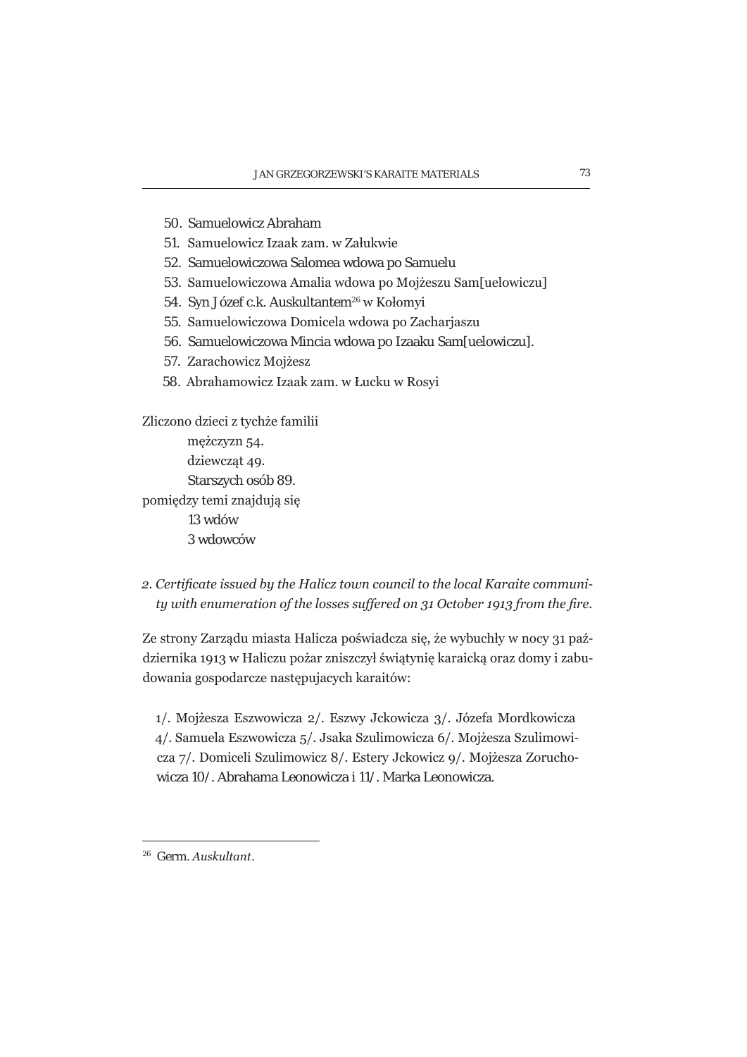50. Samuelowicz Abraham
51. Samuelowicz Izaak zam. w Załukwie
52. Samuelowiczowa Salomea wdowa po Samuelu
53. Samuelowiczowa Amalia wdowa po Mojżeszu Sam[uelowiczu]
54. Syn Józef c.k. Auskultantem[26] w Kołomyi
55. Samuelowiczowa Domicela wdowa po Zacharjaszu
56. Samuelowiczowa Mincia wdowa po Izaaku Sam[uelowiczu].
57. Zarachowicz Mojżesz
58. Abrahamowicz Izaak zam. w Łucku w Rosyi

Zliczono dzieci z tychże familii

mężczyzn 54.
dziewcząt 49.
Starszych osób 89.

pomiędzy temi znajdują się

13 wdów
3 wdowców

*2. Certificate issued by the Halicz town council to the local Karaite community with enumeration of the losses suffered on 31 October 1913 from the fire.*

Ze strony Zarządu miasta Halicza poświadcza się, że wybuchły w nocy 31 października 1913 w Haliczu pożar zniszczył świątynię karaicką oraz domy i zabudowania gospodarcze następujacych karaitów:

1/. Mojżesza Eszwowicza 2/. Eszwy Jckowicza 3/. Józefa Mordkowicza 4/. Samuela Eszwowicza 5/. Jsaka Szulimowicza 6/. Mojżesza Szulimowicza 7/. Domiceli Szulimowicz 8/. Estery Jckowicz 9/. Mojżesza Zoruchowicza 10/. Abrahama Leonowicza i 11/. Marka Leonowicza.

---

[26] Germ. *Auskultant*.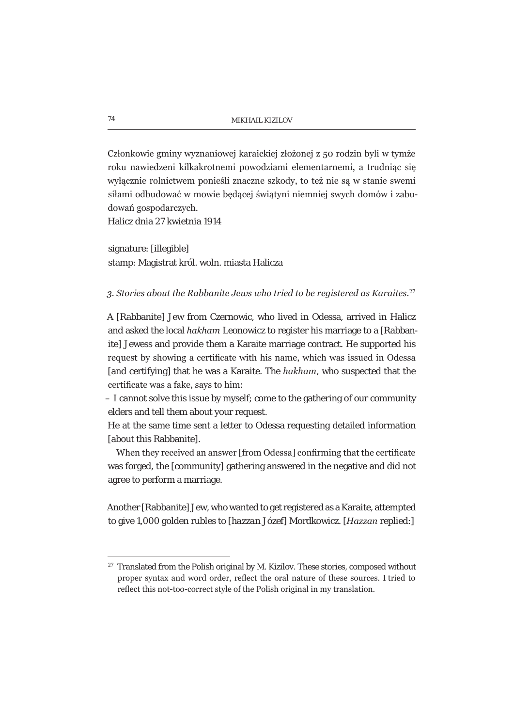Członkowie gminy wyznaniowej karaickiej złożonej z 50 rodzin byli w tymże roku nawiedzeni kilkakrotnemi powodziami elementarnemi, a trudniąc się wyłącznie rolnictwem ponieśli znaczne szkody, to też nie są w stanie swemi siłami odbudować w mowie będącej świątyni niemniej swych domów i zabudowań gospodarczych.
Halicz dnia 27 kwietnia 1914

signature: [illegible]
stamp: Magistrat król. woln. miasta Halicza

*3. Stories about the Rabbanite Jews who tried to be registered as Karaites.*[27]

A [Rabbanite] Jew from Czernowic, who lived in Odessa, arrived in Halicz and asked the local *hakham* Leonowicz to register his marriage to a [Rabbanite] Jewess and provide them a Karaite marriage contract. He supported his request by showing a certificate with his name, which was issued in Odessa [and certifying] that he was a Karaite. The *hakham*, who suspected that the certificate was a fake, says to him:

– I cannot solve this issue by myself; come to the gathering of our community elders and tell them about your request.

He at the same time sent a letter to Odessa requesting detailed information [about this Rabbanite].

When they received an answer [from Odessa] confirming that the certificate was forged, the [community] gathering answered in the negative and did not agree to perform a marriage.

Another [Rabbanite] Jew, who wanted to get registered as a Karaite, attempted to give 1,000 golden rubles to [*hazzan* Józef] Mordkowicz. [*Hazzan* replied:]

[27] Translated from the Polish original by M. Kizilov. These stories, composed without proper syntax and word order, reflect the oral nature of these sources. I tried to reflect this not-too-correct style of the Polish original in my translation.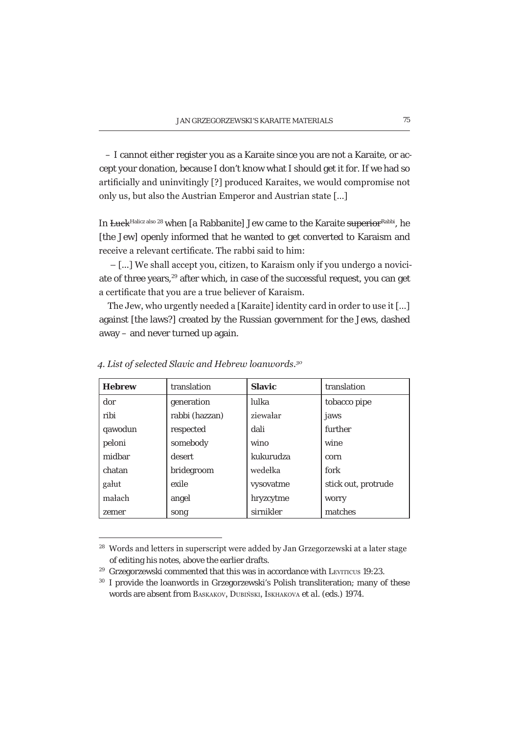– I cannot either register you as a Karaite since you are not a Karaite, or accept your donation, because I don't know what I should get it for. If we had so artificially and uninvitingly [?] produced Karaites, we would compromise not only us, but also the Austrian Emperor and Austrian state [...]

In ~~Łuck~~ Halicz also[28] when [a Rabbanite] Jew came to the Karaite ~~superior~~ Rabbi, he [the Jew] openly informed that he wanted to get converted to Karaism and receive a relevant certificate. The rabbi said to him:

– [...] We shall accept you, citizen, to Karaism only if you undergo a noviciate of three years,[29] after which, in case of the successful request, you can get a certificate that you are a true believer of Karaism.

The Jew, who urgently needed a [Karaite] identity card in order to use it [...] against [the laws?] created by the Russian government for the Jews, dashed away – and never turned up again.

*4. List of selected Slavic and Hebrew loanwords.*[30]

| **Hebrew** | translation | **Slavic** | translation |
|---|---|---|---|
| dor | generation | lulka | tobacco pipe |
| ribi | rabbi (hazzan) | ziewałar | jaws |
| qawodun | respected | dali | further |
| peloni | somebody | wino | wine |
| midbar | desert | kukurudza | corn |
| chatan | bridegroom | wedełka | fork |
| gałut | exile | vysovatme | stick out, protrude |
| małach | angel | hryzcytme | worry |
| zemer | song | sirnikler | matches |

---

[28] Words and letters in superscript were added by Jan Grzegorzewski at a later stage of editing his notes, above the earlier drafts.

[29] Grzegorzewski commented that this was in accordance with Leviticus 19:23.

[30] I provide the loanwords in Grzegorzewski's Polish transliteration; many of these words are absent from Baskakov, Dubiński, Iskhakova et al. (eds.) 1974.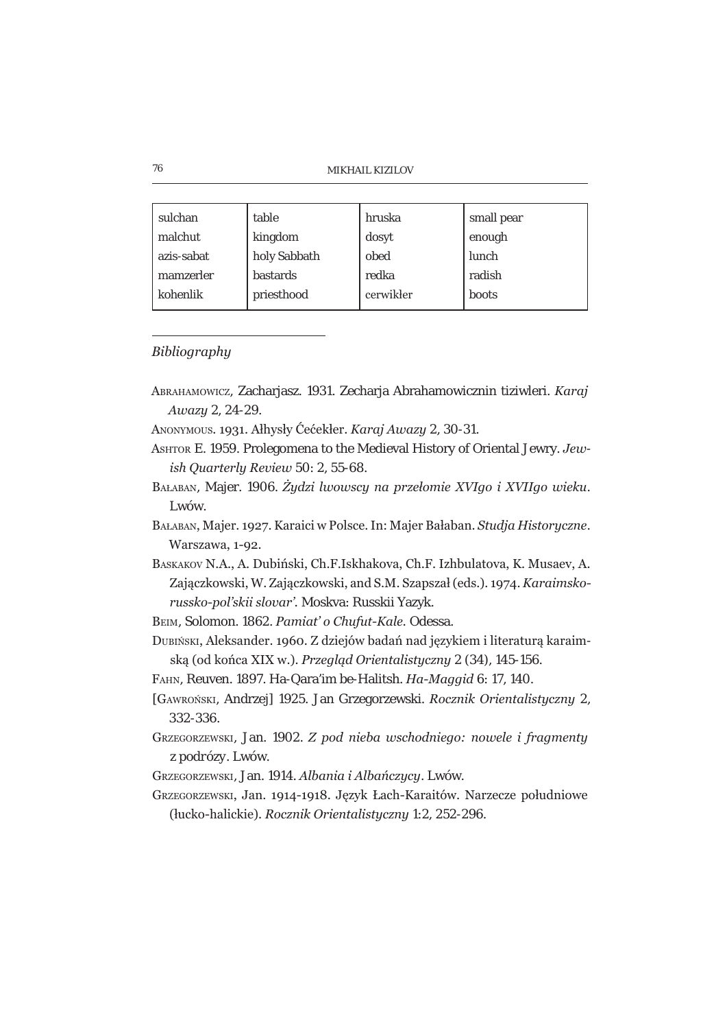| sulchan | table | hruska | small pear |
|---|---|---|---|
| malchut | kingdom | dosyt | enough |
| azis-sabat | holy Sabbath | obed | lunch |
| mamzerler | bastards | redka | radish |
| kohenlik | priesthood | cerwikłer | boots |

*Bibliography*

Abrahamowicz, Zacharjasz. 1931. Zecharja Abrahamowicznin tiziwleri. *Karaj Awazy* 2, 24-29.

Anonymous. 1931. Ałhysły Ćećekłer. *Karaj Awazy* 2, 30-31.

Ashtor E. 1959. Prolegomena to the Medieval History of Oriental Jewry. *Jewish Quarterly Review* 50: 2, 55-68.

Bałaban, Majer. 1906. *Żydzi lwowscy na przełomie XVIgo i XVIIgo wieku*. Lwów.

Bałaban, Majer. 1927. Karaici w Polsce. In: Majer Bałaban. *Studja Historyczne*. Warszawa, 1-92.

Baskakov N.A., A. Dubiński, Ch.F.Iskhakova, Ch.F. Izhbulatova, K. Musaev, A. Zajączkowski, W. Zajączkowski, and S.M. Szapszał (eds.). 1974. *Karaimsko-russko-pol'skii slovar'*. Moskva: Russkii Yazyk.

Beim, Solomon. 1862. *Pamiat' o Chufut-Kale*. Odessa.

Dubiński, Aleksander. 1960. Z dziejów badań nad językiem i literaturą karaimską (od końca XIX w.). *Przegląd Orientalistyczny* 2 (34), 145-156.

Fahn, Reuven. 1897. Ha-Qara'im be-Halitsh. *Ha-Maggid* 6: 17, 140.

[Gawroński, Andrzej] 1925. Jan Grzegorzewski. *Rocznik Orientalistyczny* 2, 332-336.

Grzegorzewski, Jan. 1902. *Z pod nieba wschodniego: nowele i fragmenty z podróży*. Lwów.

Grzegorzewski, Jan. 1914. *Albania i Albańczycy*. Lwów.

Grzegorzewski, Jan. 1914-1918. Język Łach-Karaitów. Narzecze południowe (łucko-halickie). *Rocznik Orientalistyczny* 1:2, 252-296.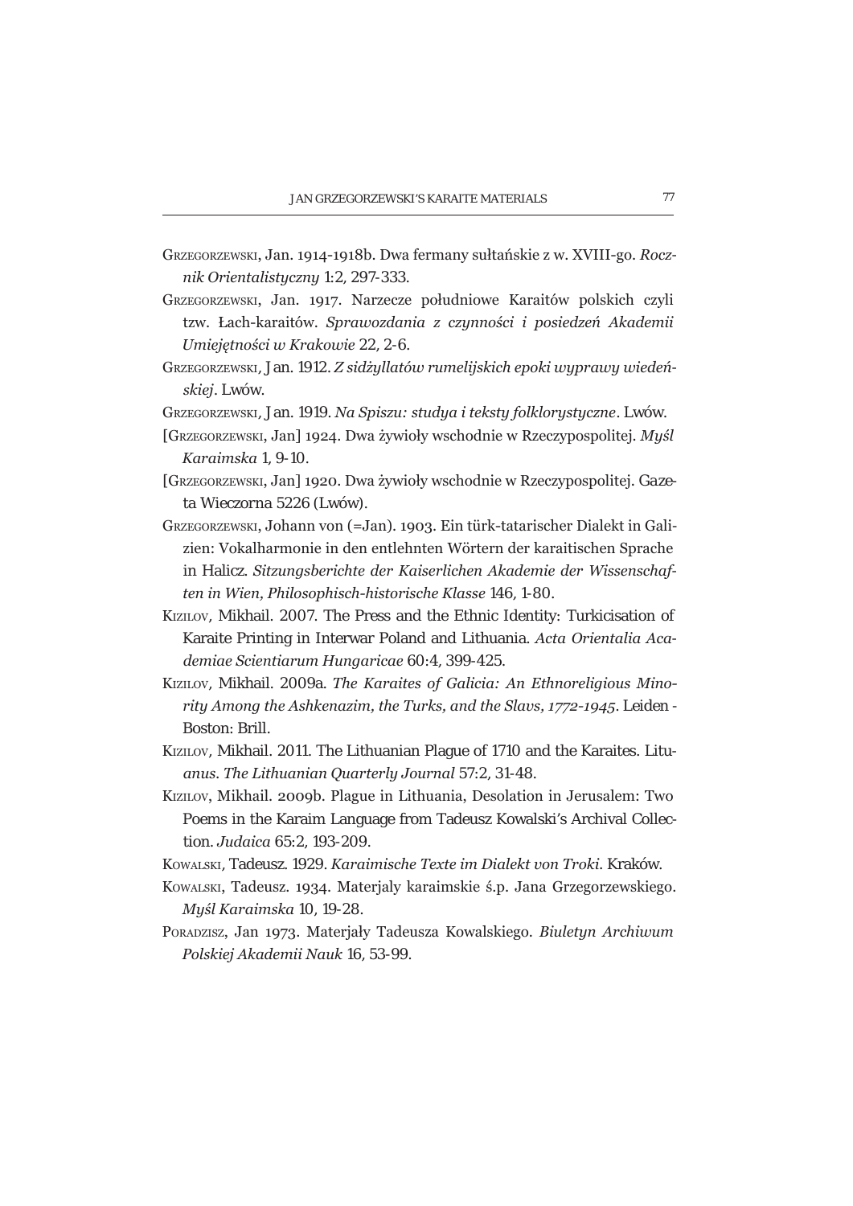Grzegorzewski, Jan. 1914-1918b. Dwa fermany sułtańskie z w. XVIII-go. *Rocznik Orientalistyczny* 1:2, 297-333.

Grzegorzewski, Jan. 1917. Narzecze południowe Karaitów polskich czyli tzw. Łach-karaitów. *Sprawozdania z czynności i posiedzeń Akademii Umiejętności w Krakowie* 22, 2-6.

Grzegorzewski, Jan. 1912. *Z sidżyllatów rumelijskich epoki wyprawy wiedeńskiej*. Lwów.

Grzegorzewski, Jan. 1919. *Na Spiszu: studya i teksty folklorystyczne*. Lwów.

[Grzegorzewski, Jan] 1924. Dwa żywioły wschodnie w Rzeczypospolitej. *Myśl Karaimska* 1, 9-10.

[Grzegorzewski, Jan] 1920. Dwa żywioły wschodnie w Rzeczypospolitej. Gazeta Wieczorna 5226 (Lwów).

Grzegorzewski, Johann von (=Jan). 1903. Ein türk-tatarischer Dialekt in Galizien: Vokalharmonie in den entlehnten Wörtern der karaitischen Sprache in Halicz. *Sitzungsberichte der Kaiserlichen Akademie der Wissenschaften in Wien, Philosophisch-historische Klasse* 146, 1-80.

Kizilov, Mikhail. 2007. The Press and the Ethnic Identity: Turkicisation of Karaite Printing in Interwar Poland and Lithuania. *Acta Orientalia Academiae Scientiarum Hungaricae* 60:4, 399-425.

Kizilov, Mikhail. 2009a. *The Karaites of Galicia: An Ethnoreligious Minority Among the Ashkenazim, the Turks, and the Slavs, 1772-1945*. Leiden - Boston: Brill.

Kizilov, Mikhail. 2011. The Lithuanian Plague of 1710 and the Karaites. Lituanus. *The Lithuanian Quarterly Journal* 57:2, 31-48.

Kizilov, Mikhail. 2009b. Plague in Lithuania, Desolation in Jerusalem: Two Poems in the Karaim Language from Tadeusz Kowalski's Archival Collection. *Judaica* 65:2, 193-209.

Kowalski, Tadeusz. 1929. *Karaimische Texte im Dialekt von Troki*. Kraków.

Kowalski, Tadeusz. 1934. Materjaly karaimskie ś.p. Jana Grzegorzewskiego. *Myśl Karaimska* 10, 19-28.

Poradzisz, Jan 1973. Materjały Tadeusza Kowalskiego. *Biuletyn Archiwum Polskiej Akademii Nauk* 16, 53-99.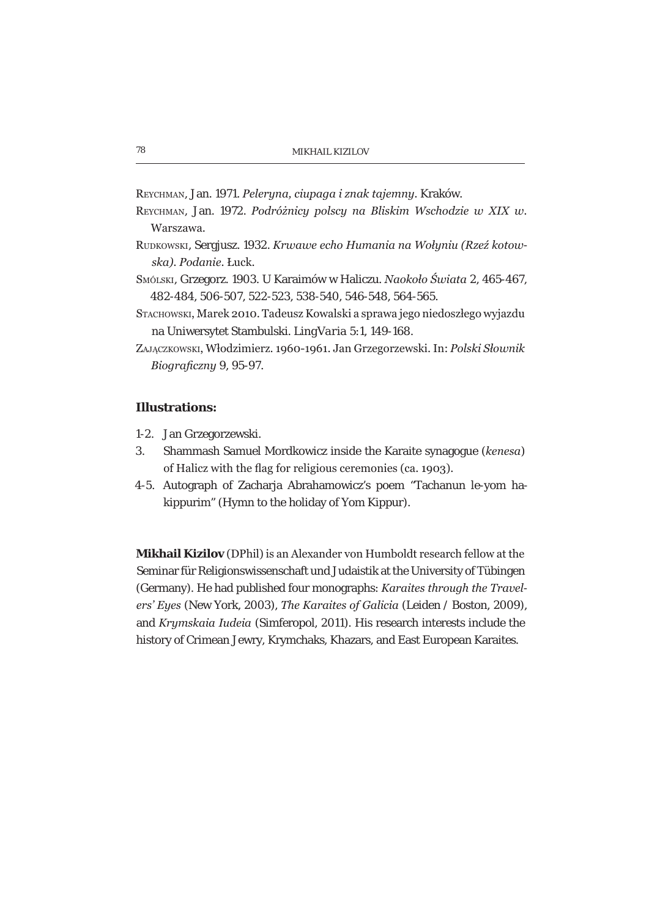Reychman, Jan. 1971. *Peleryna, ciupaga i znak tajemny*. Kraków.

Reychman, Jan. 1972. *Podróżnicy polscy na Bliskim Wschodzie w XIX w*. Warszawa.

Rudkowski, Sergjusz. 1932. *Krwawe echo Humania na Wołyniu (Rzeź kotowska). Podanie*. Łuck.

Smólski, Grzegorz. 1903. U Karaimów w Haliczu. *Naokoło Świata* 2, 465-467, 482-484, 506-507, 522-523, 538-540, 546-548, 564-565.

Stachowski, Marek 2010. Tadeusz Kowalski a sprawa jego niedoszłego wyjazdu na Uniwersytet Stambulski. LingVaria 5:1, 149-168.

Zajączkowski, Włodzimierz. 1960-1961. Jan Grzegorzewski. In: *Polski Słownik Biograficzny* 9, 95-97.

### Illustrations:

1-2. Jan Grzegorzewski.
3. Shammash Samuel Mordkowicz inside the Karaite synagogue (*kenesa*) of Halicz with the flag for religious ceremonies (ca. 1903).
4-5. Autograph of Zacharja Abrahamowicz's poem "Tachanun le-yom ha-kippurim" (Hymn to the holiday of Yom Kippur).

**Mikhail Kizilov** (DPhil) is an Alexander von Humboldt research fellow at the Seminar für Religionswissenschaft und Judaistik at the University of Tübingen (Germany). He had published four monographs: *Karaites through the Travelers' Eyes* (New York, 2003), *The Karaites of Galicia* (Leiden / Boston, 2009), and *Krymskaia Iudeia* (Simferopol, 2011). His research interests include the history of Crimean Jewry, Krymchaks, Khazars, and East European Karaites.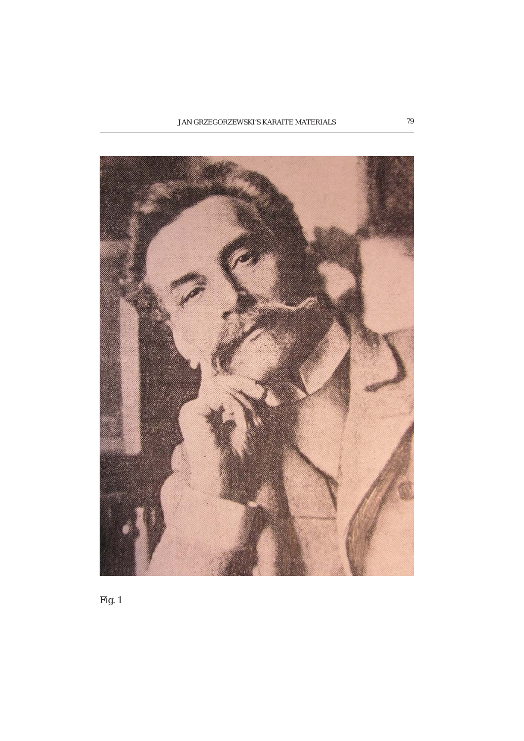Fig. 1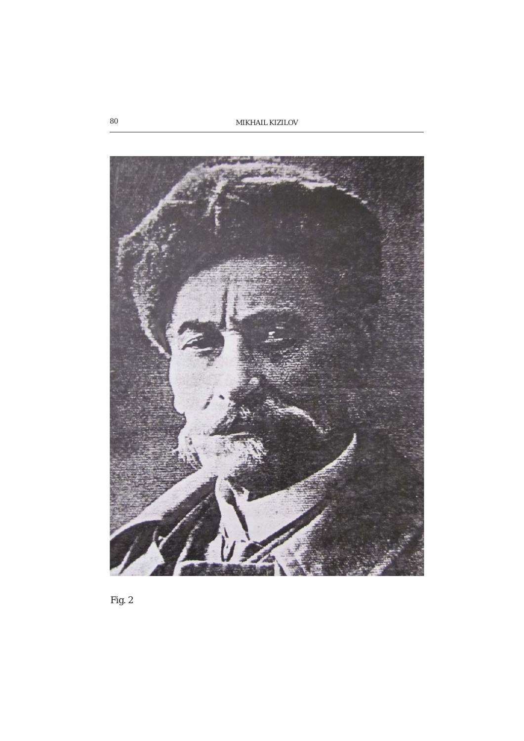Fig. 2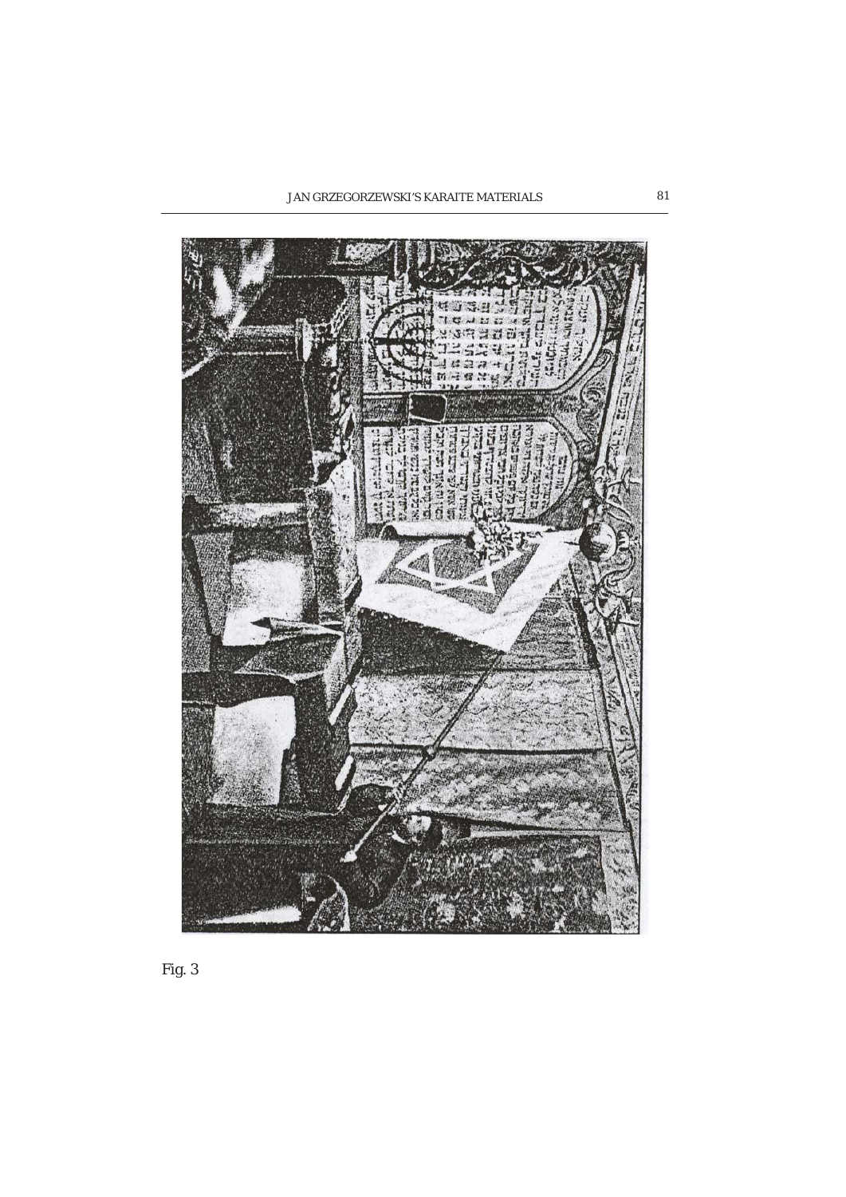Fig. 3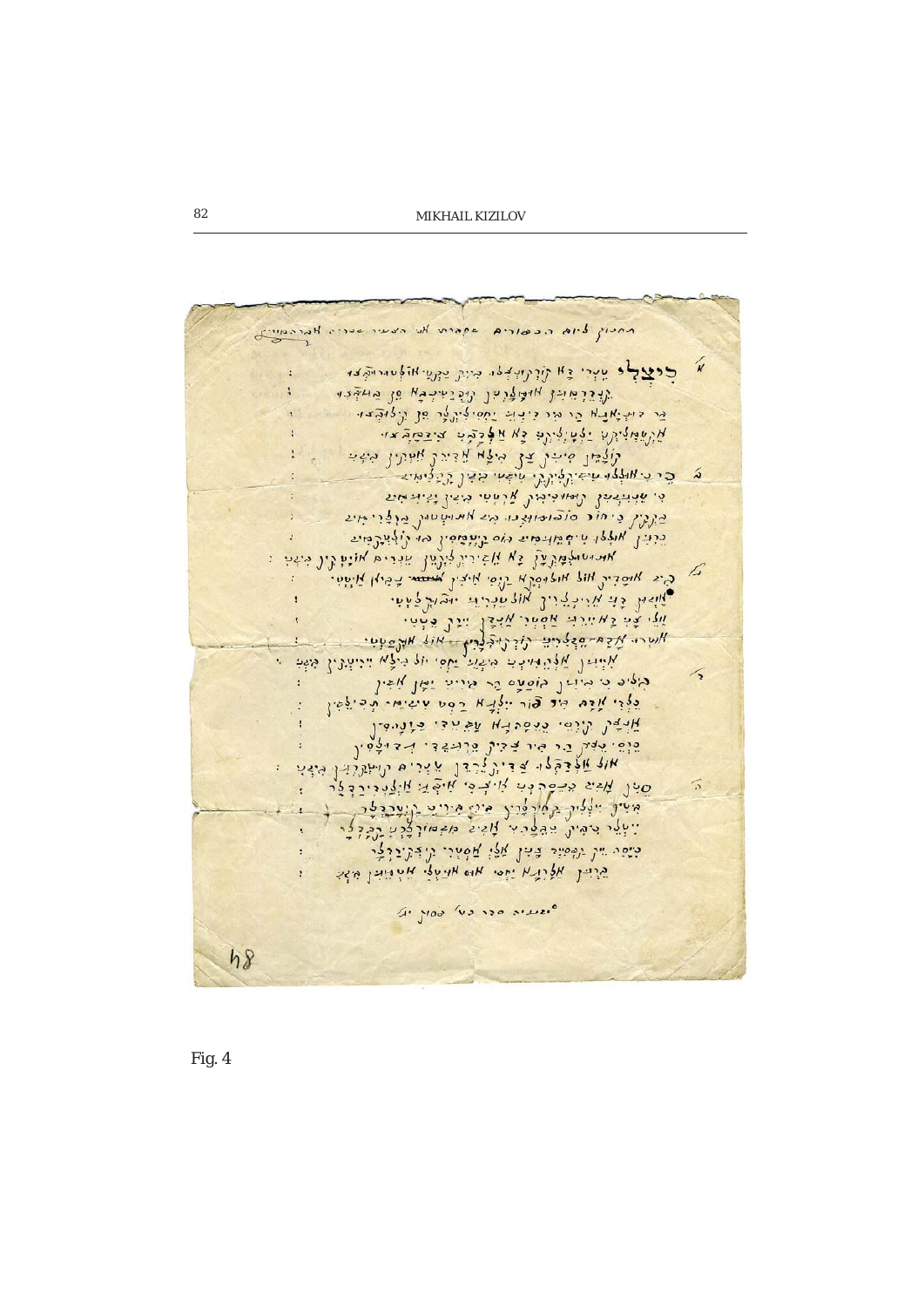Fig. 4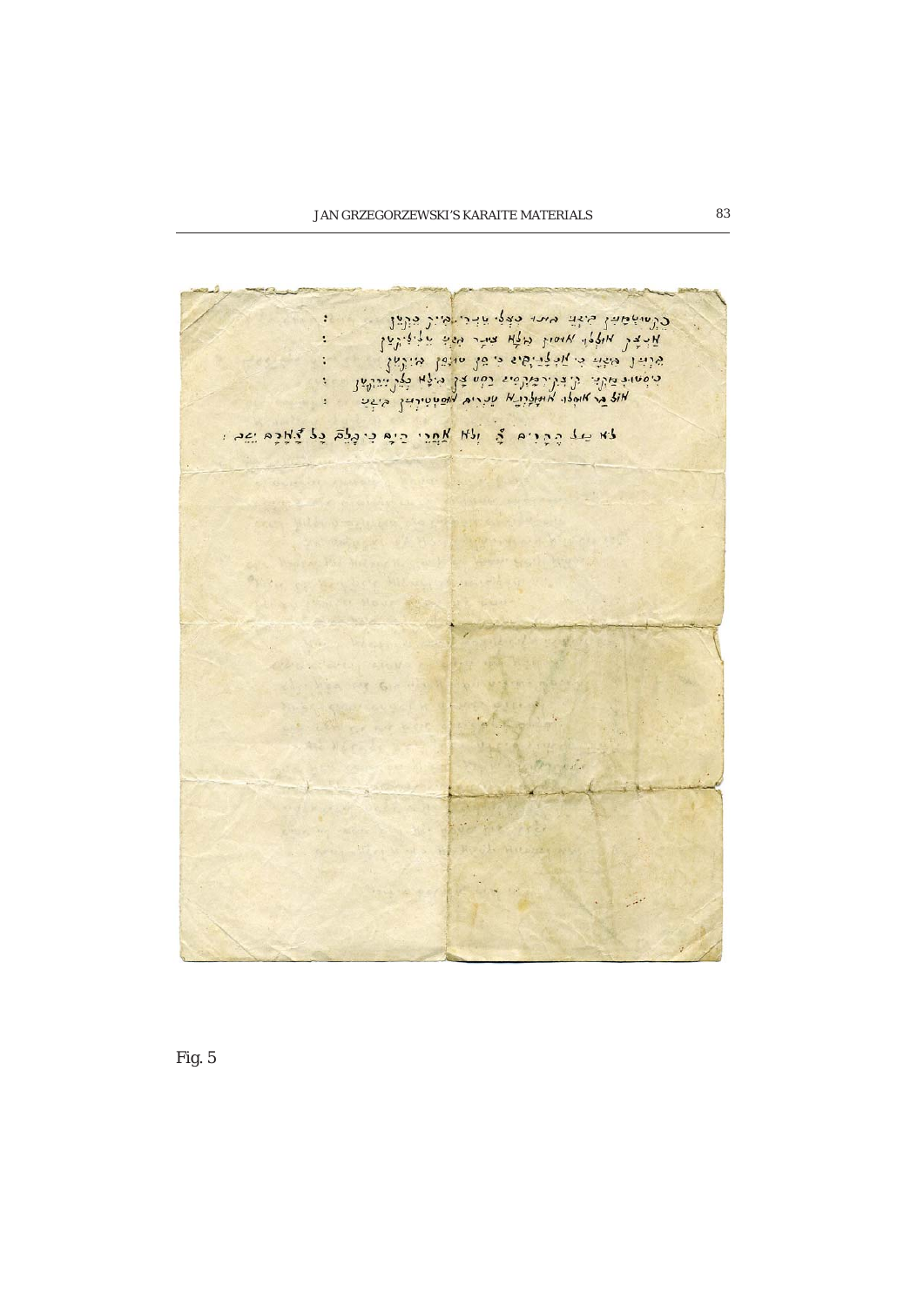Fig. 5